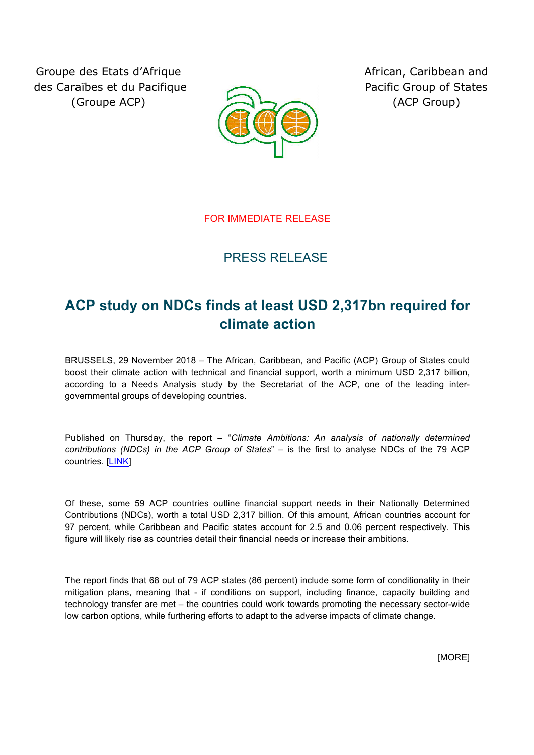Groupe des Etats d'Afrique des Caraïbes et du Pacifique (Groupe ACP)

African, Caribbean and Pacific Group of States (ACP Group)

FOR IMMEDIATE RELEASE

PRESS RELEASE

# ACP study on NDCs finds at least USD 2,317bn required for climate action

BRUSSELS, 29 November 2018 – The African, Caribbean, and Pacific (ACP) Group of States could boost their climate action with technical and financial support, worth a minimum USD 2,317 billion, according to a Needs Analysis study by the Secretariat of the ACP, one of the leading inter-governmental groups of developing countries.

Published on Thursday, the report – "*Climate Ambitions: An analysis of nationally determined contributions (NDCs) in the ACP Group of States*" – is the first to analyse NDCs of the 79 ACP countries. [LINK]

Of these, some 59 ACP countries outline financial support needs in their Nationally Determined Contributions (NDCs), worth a total USD 2,317 billion. Of this amount, African countries account for 97 percent, while Caribbean and Pacific states account for 2.5 and 0.06 percent respectively. This figure will likely rise as countries detail their financial needs or increase their ambitions.

The report finds that 68 out of 79 ACP states (86 percent) include some form of conditionality in their mitigation plans, meaning that - if conditions on support, including finance, capacity building and technology transfer are met – the countries could work towards promoting the necessary sector-wide low carbon options, while furthering efforts to adapt to the adverse impacts of climate change.

[MORE]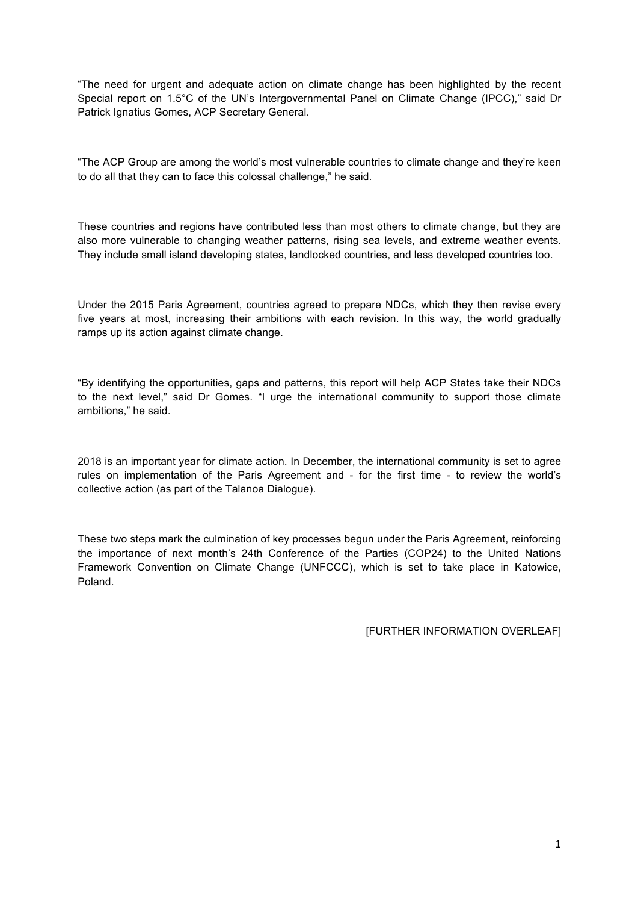"The need for urgent and adequate action on climate change has been highlighted by the recent Special report on 1.5°C of the UN's Intergovernmental Panel on Climate Change (IPCC)," said Dr Patrick Ignatius Gomes, ACP Secretary General.

"The ACP Group are among the world's most vulnerable countries to climate change and they're keen to do all that they can to face this colossal challenge," he said.

These countries and regions have contributed less than most others to climate change, but they are also more vulnerable to changing weather patterns, rising sea levels, and extreme weather events. They include small island developing states, landlocked countries, and less developed countries too.

Under the 2015 Paris Agreement, countries agreed to prepare NDCs, which they then revise every five years at most, increasing their ambitions with each revision. In this way, the world gradually ramps up its action against climate change.

"By identifying the opportunities, gaps and patterns, this report will help ACP States take their NDCs to the next level," said Dr Gomes. "I urge the international community to support those climate ambitions," he said.

2018 is an important year for climate action. In December, the international community is set to agree rules on implementation of the Paris Agreement and - for the first time - to review the world's collective action (as part of the Talanoa Dialogue).

These two steps mark the culmination of key processes begun under the Paris Agreement, reinforcing the importance of next month's 24th Conference of the Parties (COP24) to the United Nations Framework Convention on Climate Change (UNFCCC), which is set to take place in Katowice, Poland.

[FURTHER INFORMATION OVERLEAF]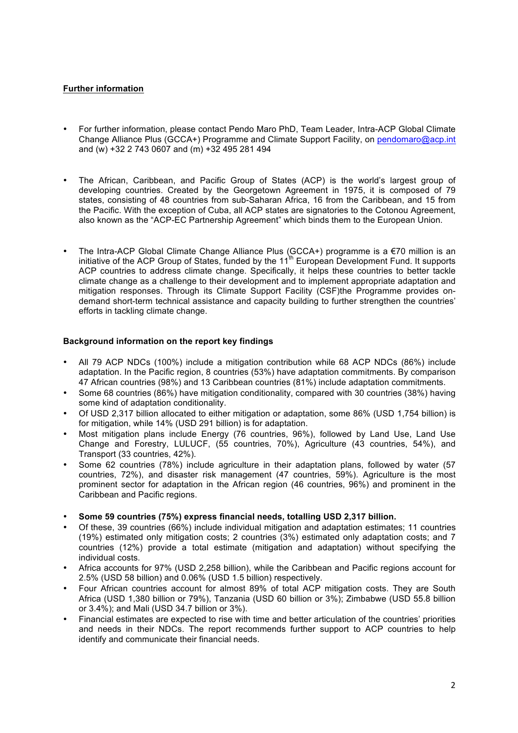## Further information

- For further information, please contact Pendo Maro PhD, Team Leader, Intra-ACP Global Climate Change Alliance Plus (GCCA+) Programme and Climate Support Facility, on [pendomaro@acp.int](mailto:pendomaro@acp.int) and (w) +32 2 743 0607 and (m) +32 495 281 494

- The African, Caribbean, and Pacific Group of States (ACP) is the world's largest group of developing countries. Created by the Georgetown Agreement in 1975, it is composed of 79 states, consisting of 48 countries from sub-Saharan Africa, 16 from the Caribbean, and 15 from the Pacific. With the exception of Cuba, all ACP states are signatories to the Cotonou Agreement, also known as the "ACP-EC Partnership Agreement" which binds them to the European Union.

- The Intra-ACP Global Climate Change Alliance Plus (GCCA+) programme is a €70 million is an initiative of the ACP Group of States, funded by the 11th European Development Fund. It supports ACP countries to address climate change. Specifically, it helps these countries to better tackle climate change as a challenge to their development and to implement appropriate adaptation and mitigation responses. Through its Climate Support Facility (CSF)the Programme provides on-demand short-term technical assistance and capacity building to further strengthen the countries' efforts in tackling climate change.

### Background information on the report key findings

- All 79 ACP NDCs (100%) include a mitigation contribution while 68 ACP NDCs (86%) include adaptation. In the Pacific region, 8 countries (53%) have adaptation commitments. By comparison 47 African countries (98%) and 13 Caribbean countries (81%) include adaptation commitments.
- Some 68 countries (86%) have mitigation conditionality, compared with 30 countries (38%) having some kind of adaptation conditionality.
- Of USD 2,317 billion allocated to either mitigation or adaptation, some 86% (USD 1,754 billion) is for mitigation, while 14% (USD 291 billion) is for adaptation.
- Most mitigation plans include Energy (76 countries, 96%), followed by Land Use, Land Use Change and Forestry, LULUCF, (55 countries, 70%), Agriculture (43 countries, 54%), and Transport (33 countries, 42%).
- Some 62 countries (78%) include agriculture in their adaptation plans, followed by water (57 countries, 72%), and disaster risk management (47 countries, 59%). Agriculture is the most prominent sector for adaptation in the African region (46 countries, 96%) and prominent in the Caribbean and Pacific regions.

- **Some 59 countries (75%) express financial needs, totalling USD 2,317 billion.**
- Of these, 39 countries (66%) include individual mitigation and adaptation estimates; 11 countries (19%) estimated only mitigation costs; 2 countries (3%) estimated only adaptation costs; and 7 countries (12%) provide a total estimate (mitigation and adaptation) without specifying the individual costs.
- Africa accounts for 97% (USD 2,258 billion), while the Caribbean and Pacific regions account for 2.5% (USD 58 billion) and 0.06% (USD 1.5 billion) respectively.
- Four African countries account for almost 89% of total ACP mitigation costs. They are South Africa (USD 1,380 billion or 79%), Tanzania (USD 60 billion or 3%); Zimbabwe (USD 55.8 billion or 3.4%); and Mali (USD 34.7 billion or 3%).
- Financial estimates are expected to rise with time and better articulation of the countries' priorities and needs in their NDCs. The report recommends further support to ACP countries to help identify and communicate their financial needs.